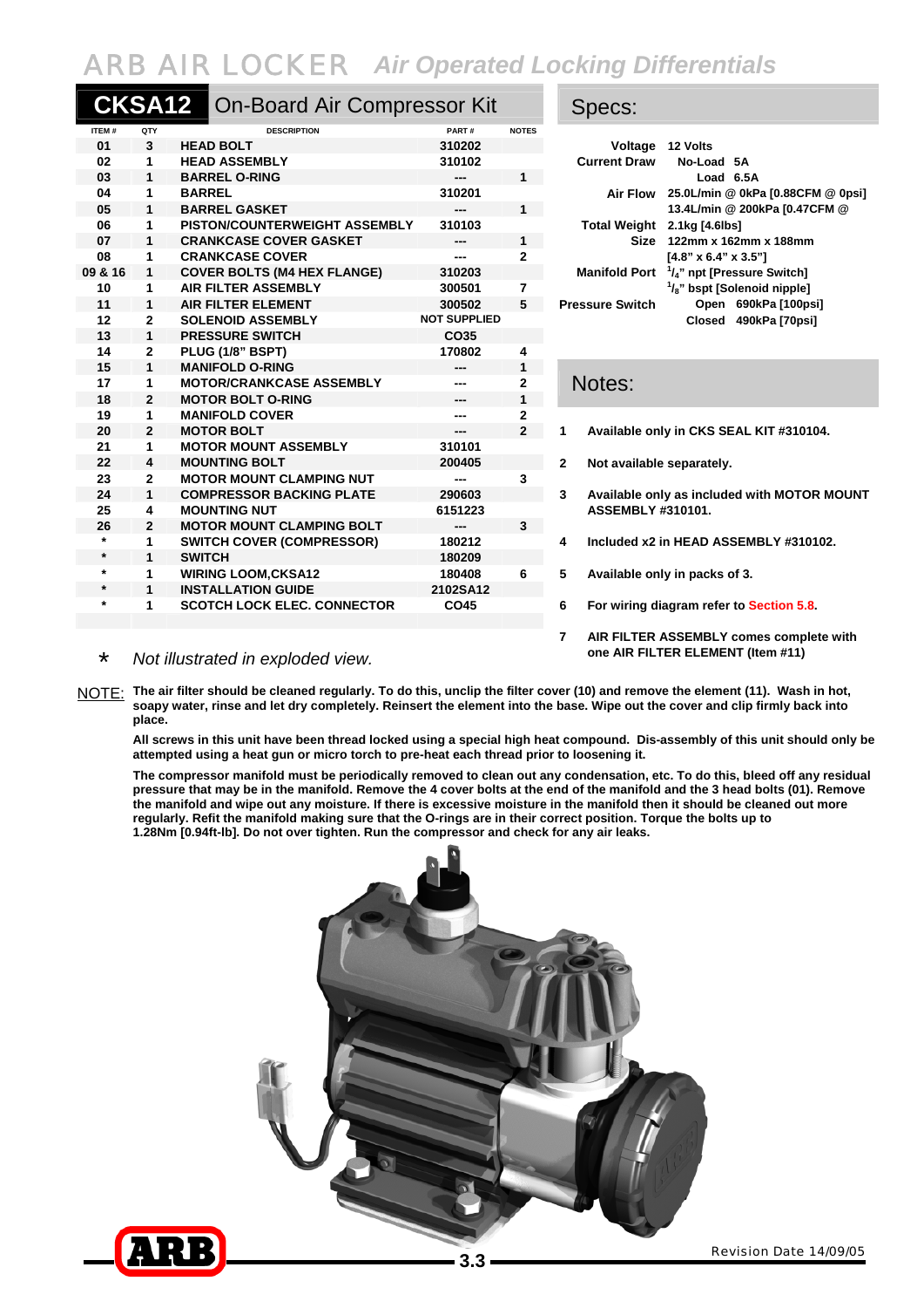# ARB AIR LOCKER *Air Operated Locking Differentials*

## CKSA12 On-Board Air Compressor Kit

| ITEM # | QTY | DESCRIPTION | PART # | NOTES |
|---|---|---|---|---|
| 01 | 3 | HEAD BOLT | 310202 | |
| 02 | 1 | HEAD ASSEMBLY | 310102 | |
| 03 | 1 | BARREL O-RING | --- | 1 |
| 04 | 1 | BARREL | 310201 | |
| 05 | 1 | BARREL GASKET | --- | 1 |
| 06 | 1 | PISTON/COUNTERWEIGHT ASSEMBLY | 310103 | |
| 07 | 1 | CRANKCASE COVER GASKET | --- | 1 |
| 08 | 1 | CRANKCASE COVER | --- | 2 |
| 09 & 16 | 1 | COVER BOLTS (M4 HEX FLANGE) | 310203 | |
| 10 | 1 | AIR FILTER ASSEMBLY | 300501 | 7 |
| 11 | 1 | AIR FILTER ELEMENT | 300502 | 5 |
| 12 | 2 | SOLENOID ASSEMBLY | NOT SUPPLIED | |
| 13 | 1 | PRESSURE SWITCH | CO35 | |
| 14 | 2 | PLUG (1/8" BSPT) | 170802 | 4 |
| 15 | 1 | MANIFOLD O-RING | --- | 1 |
| 17 | 1 | MOTOR/CRANKCASE ASSEMBLY | --- | 2 |
| 18 | 2 | MOTOR BOLT O-RING | --- | 1 |
| 19 | 1 | MANIFOLD COVER | --- | 2 |
| 20 | 2 | MOTOR BOLT | --- | 2 |
| 21 | 1 | MOTOR MOUNT ASSEMBLY | 310101 | |
| 22 | 4 | MOUNTING BOLT | 200405 | |
| 23 | 2 | MOTOR MOUNT CLAMPING NUT | --- | 3 |
| 24 | 1 | COMPRESSOR BACKING PLATE | 290603 | |
| 25 | 4 | MOUNTING NUT | 6151223 | |
| 26 | 2 | MOTOR MOUNT CLAMPING BOLT | --- | 3 |
| * | 1 | SWITCH COVER (COMPRESSOR) | 180212 | |
| * | 1 | SWITCH | 180209 | |
| * | 1 | WIRING LOOM,CKSA12 | 180408 | 6 |
| * | 1 | INSTALLATION GUIDE | 2102SA12 | |
| * | 1 | SCOTCH LOCK ELEC. CONNECTOR | CO45 | |

\* *Not illustrated in exploded view.*

## Specs:

| | |
|---|---|
| Voltage | 12 Volts |
| Current Draw | No-Load 5A |
| | Load 6.5A |
| Air Flow | 25.0L/min @ 0kPa [0.88CFM @ 0psi] |
| | 13.4L/min @ 200kPa [0.47CFM @ |
| Total Weight | 2.1kg [4.6lbs] |
| Size | 122mm x 162mm x 188mm |
| | [4.8" x 6.4" x 3.5"] |
| Manifold Port | 1/4" npt [Pressure Switch] |
| | 1/8" bspt [Solenoid nipple] |
| Pressure Switch | Open 690kPa [100psi] |
| | Closed 490kPa [70psi] |

## Notes:

1. Available only in CKS SEAL KIT #310104.
2. Not available separately.
3. Available only as included with MOTOR MOUNT ASSEMBLY #310101.
4. Included x2 in HEAD ASSEMBLY #310102.
5. Available only in packs of 3.
6. For wiring diagram refer to Section 5.8.
7. AIR FILTER ASSEMBLY comes complete with one AIR FILTER ELEMENT (Item #11).

NOTE: **The air filter should be cleaned regularly. To do this, unclip the filter cover (10) and remove the element (11). Wash in hot, soapy water, rinse and let dry completely. Reinsert the element into the base. Wipe out the cover and clip firmly back into place.**

**All screws in this unit have been thread locked using a special high heat compound. Dis-assembly of this unit should only be attempted using a heat gun or micro torch to pre-heat each thread prior to loosening it.**

**The compressor manifold must be periodically removed to clean out any condensation, etc. To do this, bleed off any residual pressure that may be in the manifold. Remove the 4 cover bolts at the end of the manifold and the 3 head bolts (01). Remove the manifold and wipe out any moisture. If there is excessive moisture in the manifold then it should be cleaned out more regularly. Refit the manifold making sure that the O-rings are in their correct position. Torque the bolts up to 1.28Nm [0.94ft-lb]. Do not over tighten. Run the compressor and check for any air leaks.**

Revision Date 14/09/05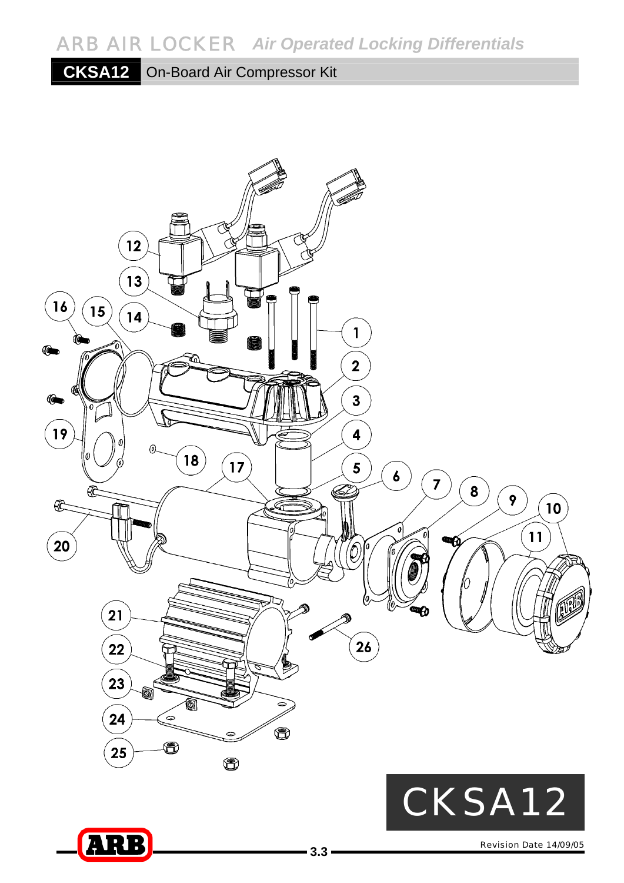# ARB AIR LOCKER *Air Operated Locking Differentials*

## CKSA12 On-Board Air Compressor Kit

12
13
16
15
14
1
2
3
19
4
18
17
5
6
7
8
9
10
11
20
21
26
22
23
24
25

CKSA12

Revision Date 14/09/05